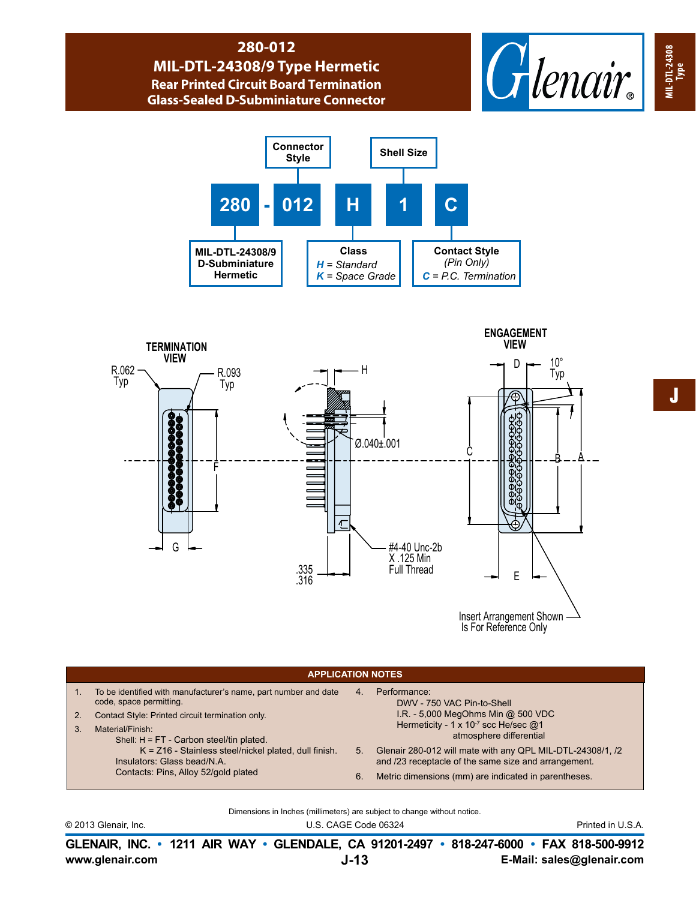# 280-012
## MIL-DTL-24308/9 Type Hermetic
### Rear Printed Circuit Board Termination
### Glass-Sealed D-Subminiature Connector

Glenair.

MIL-DTL-24308 Type

**Connector Style** | **Shell Size**

**280** - **012** **H** **1** **C**

- **280**: MIL-DTL-24308/9 D-Subminiature Hermetic
- **012**: Connector Style
- **H**: Class
  - *H* = Standard
  - *K* = Space Grade
- **1**: Shell Size
- **C**: Contact Style (Pin Only)
  - *C* = P.C. Termination

TERMINATION VIEW

R.062 Typ | R.093 Typ | F | G

H | Ø.040±.001 | .335 .316 | #4-40 Unc-2b X .125 Min Full Thread

ENGAGEMENT VIEW

D | 10° Typ | C | B | A | E

Insert Arrangement Shown Is For Reference Only

J

## APPLICATION NOTES

1. To be identified with manufacturer's name, part number and date code, space permitting.
2. Contact Style: Printed circuit termination only.
3. Material/Finish:
   - Shell: H = FT - Carbon steel/tin plated.
     - K = Z16 - Stainless steel/nickel plated, dull finish.
   - Insulators: Glass bead/N.A.
   - Contacts: Pins, Alloy 52/gold plated
4. Performance:
   - DWV - 750 VAC Pin-to-Shell
   - I.R. - 5,000 MegOhms Min @ 500 VDC
   - Hermeticity - 1 x $10^{-7}$ scc He/sec @1 atmosphere differential
5. Glenair 280-012 will mate with any QPL MIL-DTL-24308/1, /2 and /23 receptacle of the same size and arrangement.
6. Metric dimensions (mm) are indicated in parentheses.

Dimensions in Inches (millimeters) are subject to change without notice.

© 2013 Glenair, Inc. U.S. CAGE Code 06324 Printed in U.S.A.

**GLENAIR, INC. • 1211 AIR WAY • GLENDALE, CA 91201-2497 • 818-247-6000 • FAX 818-500-9912**

**www.glenair.com** **E-Mail: sales@glenair.com**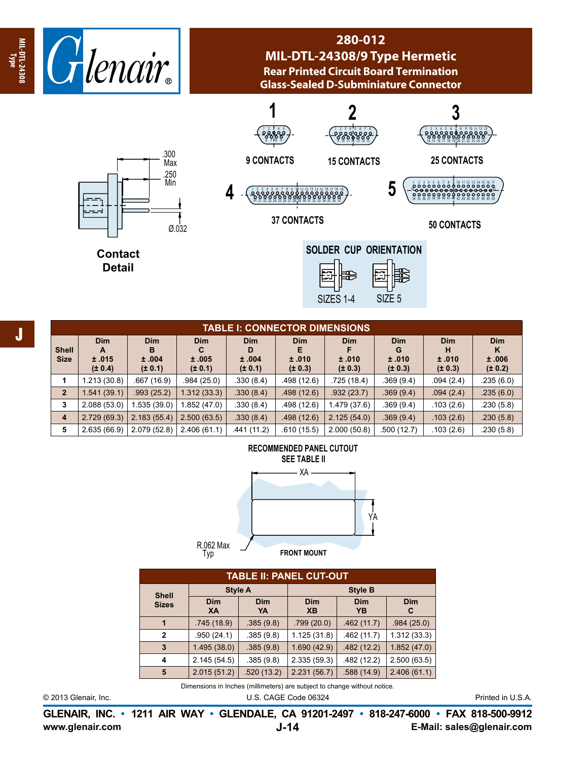# 280-012
## MIL-DTL-24308/9 Type Hermetic
### Rear Printed Circuit Board Termination
### Glass-Sealed D-Subminiature Connector

.300 Max

.250 Min

Ø.032

**Contact Detail**

1 — 9 CONTACTS

2 — 15 CONTACTS

3 — 25 CONTACTS

4 — 37 CONTACTS

5 — 50 CONTACTS

SOLDER CUP ORIENTATION

SIZES 1-4 SIZE 5

| TABLE I: CONNECTOR DIMENSIONS | | | | | | | | | |
|---|---|---|---|---|---|---|---|---|---|
| Shell Size | Dim A ± .015 (± 0.4) | Dim B ± .004 (± 0.1) | Dim C ± .005 (± 0.1) | Dim D ± .004 (± 0.1) | Dim E ± .010 (± 0.3) | Dim F ± .010 (± 0.3) | Dim G ± .010 (± 0.3) | Dim H ± .010 (± 0.3) | Dim K ± .006 (± 0.2) |
| 1 | 1.213 (30.8) | .667 (16.9) | .984 (25.0) | .330 (8.4) | .498 (12.6) | .725 (18.4) | .369 (9.4) | .094 (2.4) | .235 (6.0) |
| 2 | 1.541 (39.1) | .993 (25.2) | 1.312 (33.3) | .330 (8.4) | .498 (12.6) | .932 (23.7) | .369 (9.4) | .094 (2.4) | .235 (6.0) |
| 3 | 2.088 (53.0) | 1.535 (39.0) | 1.852 (47.0) | .330 (8.4) | .498 (12.6) | 1.479 (37.6) | .369 (9.4) | .103 (2.6) | .230 (5.8) |
| 4 | 2.729 (69.3) | 2.183 (55.4) | 2.500 (63.5) | .330 (8.4) | .498 (12.6) | 2.125 (54.0) | .369 (9.4) | .103 (2.6) | .230 (5.8) |
| 5 | 2.635 (66.9) | 2.079 (52.8) | 2.406 (61.1) | .441 (11.2) | .610 (15.5) | 2.000 (50.8) | .500 (12.7) | .103 (2.6) | .230 (5.8) |

RECOMMENDED PANEL CUTOUT
SEE TABLE II

XA

YA

R.062 Max Typ

FRONT MOUNT

| TABLE II: PANEL CUT-OUT | | | | | |
|---|---|---|---|---|---|
| Shell Sizes | Style A | | Style B | | |
| | Dim XA | Dim YA | Dim XB | Dim YB | Dim C |
| 1 | .745 (18.9) | .385 (9.8) | .799 (20.0) | .462 (11.7) | .984 (25.0) |
| 2 | .950 (24.1) | .385 (9.8) | 1.125 (31.8) | .462 (11.7) | 1.312 (33.3) |
| 3 | 1.495 (38.0) | .385 (9.8) | 1.690 (42.9) | .482 (12.2) | 1.852 (47.0) |
| 4 | 2.145 (54.5) | .385 (9.8) | 2.335 (59.3) | .482 (12.2) | 2.500 (63.5) |
| 5 | 2.015 (51.2) | .520 (13.2) | 2.231 (56.7) | .588 (14.9) | 2.406 (61.1) |

Dimensions in Inches (millimeters) are subject to change without notice.

© 2013 Glenair, Inc. U.S. CAGE Code 06324 Printed in U.S.A.

**GLENAIR, INC. • 1211 AIR WAY • GLENDALE, CA 91201-2497 • 818-247-6000 • FAX 818-500-9912**
**www.glenair.com** **E-Mail: sales@glenair.com**